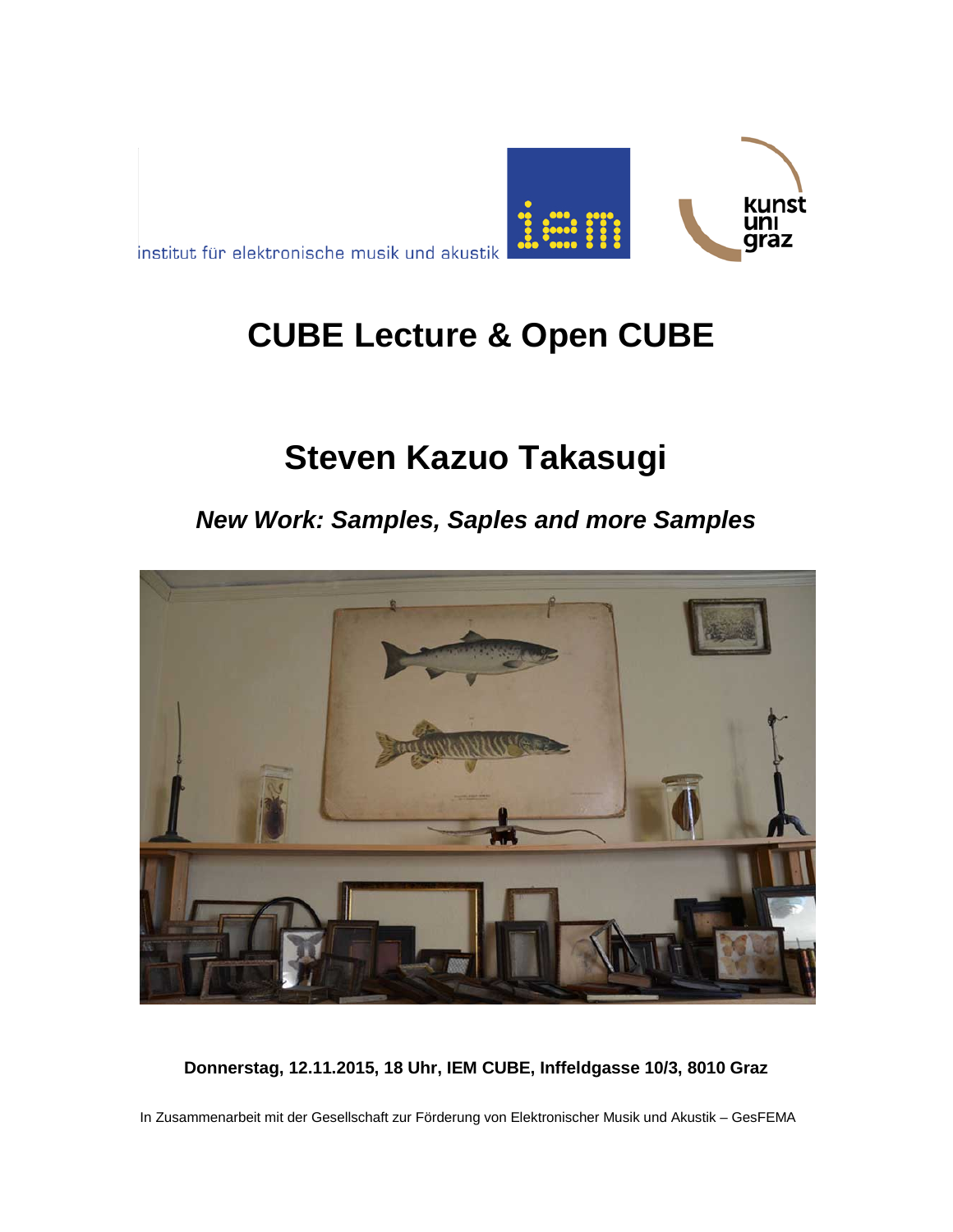institut für elektronische musik und akustik

# CUBE Lecture & Open CUBE

## Steven Kazuo Takasugi

### *New Work: Samples, Saples and more Samples*

**Donnerstag, 12.11.2015, 18 Uhr, IEM CUBE, Inffeldgasse 10/3, 8010 Graz**

In Zusammenarbeit mit der Gesellschaft zur Förderung von Elektronischer Musik und Akustik – GesFEMA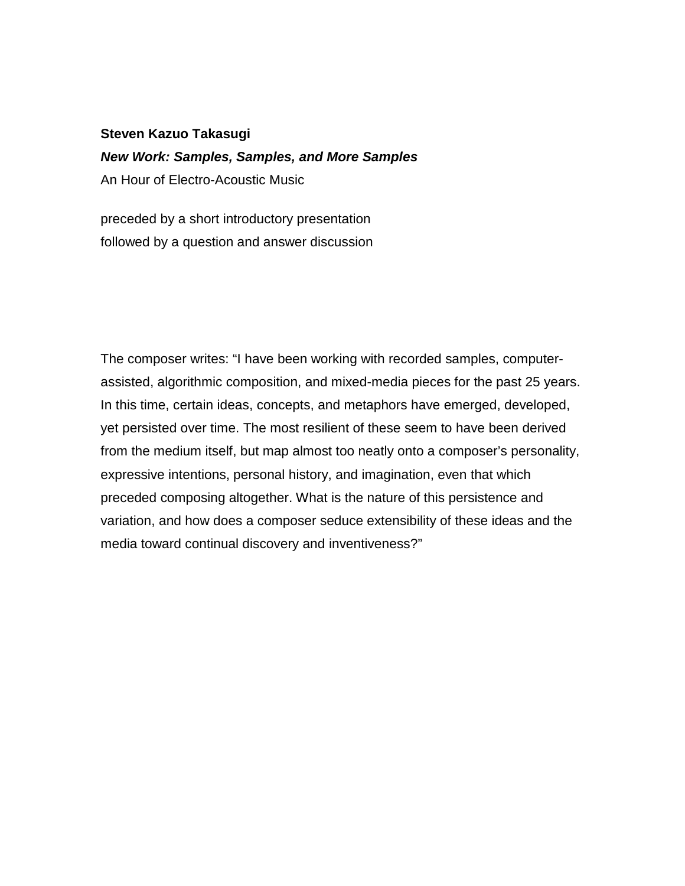**Steven Kazuo Takasugi**

***New Work: Samples, Samples, and More Samples***

An Hour of Electro-Acoustic Music

preceded by a short introductory presentation
followed by a question and answer discussion

The composer writes: “I have been working with recorded samples, computer-assisted, algorithmic composition, and mixed-media pieces for the past 25 years. In this time, certain ideas, concepts, and metaphors have emerged, developed, yet persisted over time. The most resilient of these seem to have been derived from the medium itself, but map almost too neatly onto a composer’s personality, expressive intentions, personal history, and imagination, even that which preceded composing altogether. What is the nature of this persistence and variation, and how does a composer seduce extensibility of these ideas and the media toward continual discovery and inventiveness?”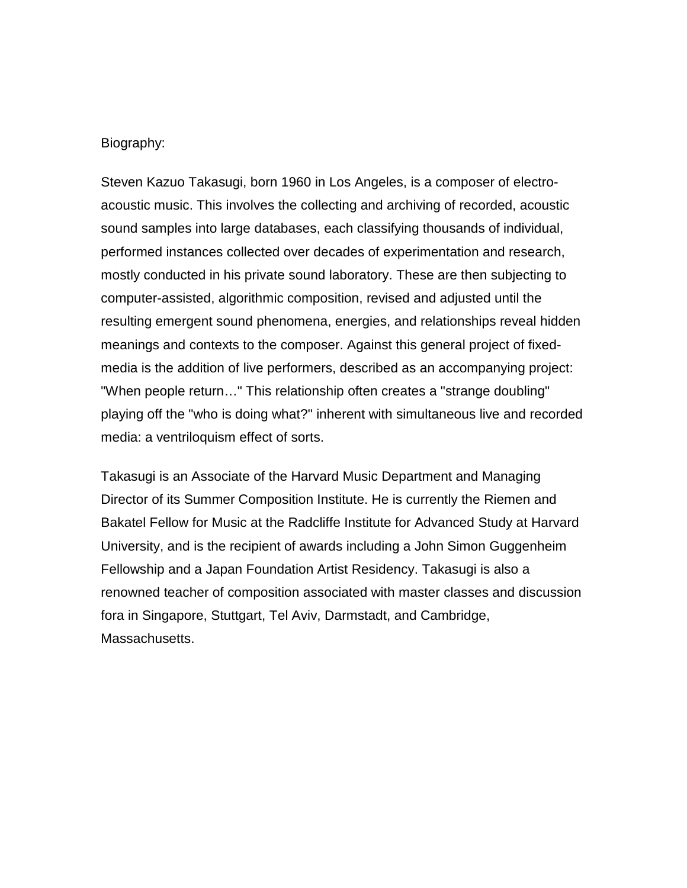Biography:

Steven Kazuo Takasugi, born 1960 in Los Angeles, is a composer of electro-acoustic music. This involves the collecting and archiving of recorded, acoustic sound samples into large databases, each classifying thousands of individual, performed instances collected over decades of experimentation and research, mostly conducted in his private sound laboratory. These are then subjecting to computer-assisted, algorithmic composition, revised and adjusted until the resulting emergent sound phenomena, energies, and relationships reveal hidden meanings and contexts to the composer. Against this general project of fixed-media is the addition of live performers, described as an accompanying project: "When people return…" This relationship often creates a "strange doubling" playing off the "who is doing what?" inherent with simultaneous live and recorded media: a ventriloquism effect of sorts.

Takasugi is an Associate of the Harvard Music Department and Managing Director of its Summer Composition Institute. He is currently the Riemen and Bakatel Fellow for Music at the Radcliffe Institute for Advanced Study at Harvard University, and is the recipient of awards including a John Simon Guggenheim Fellowship and a Japan Foundation Artist Residency. Takasugi is also a renowned teacher of composition associated with master classes and discussion fora in Singapore, Stuttgart, Tel Aviv, Darmstadt, and Cambridge, Massachusetts.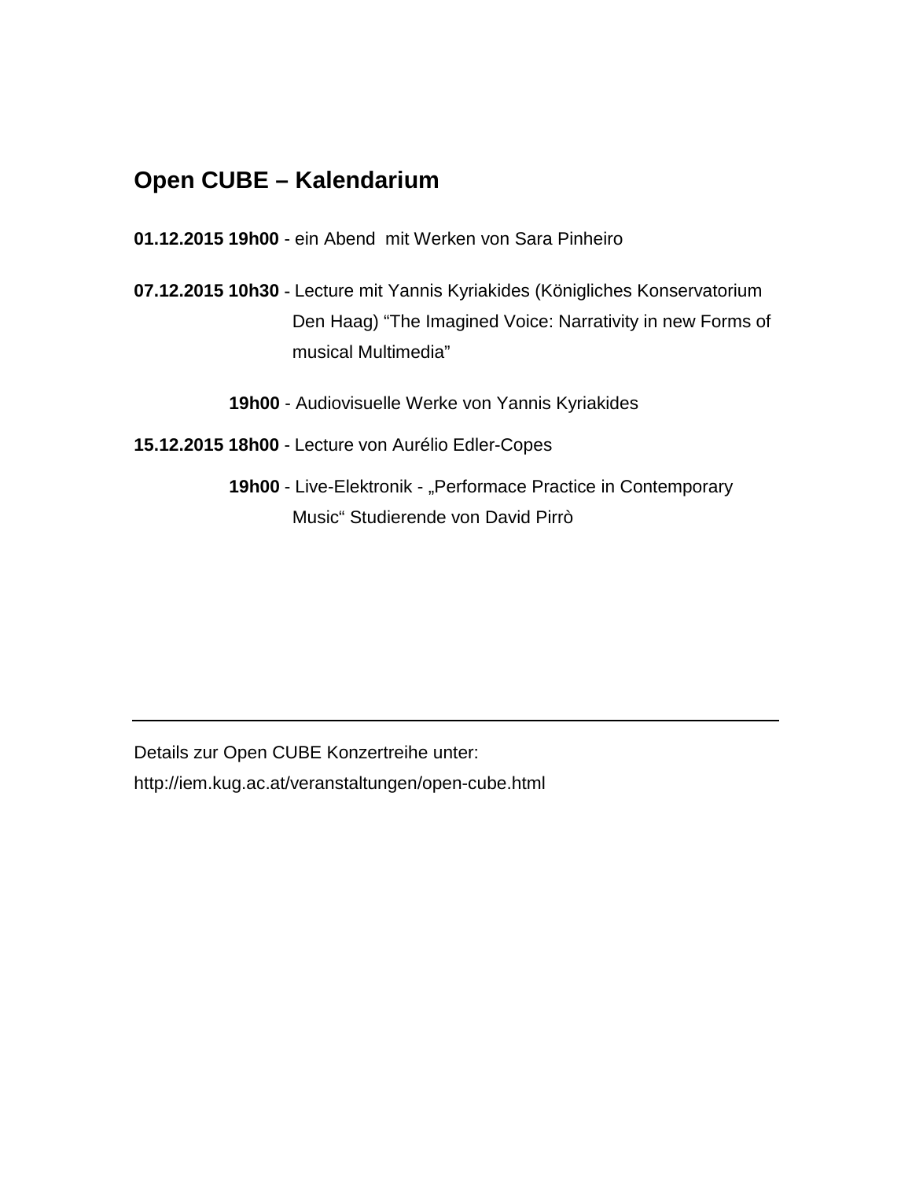## Open CUBE – Kalendarium

**01.12.2015 19h00** - ein Abend mit Werken von Sara Pinheiro

**07.12.2015 10h30** - Lecture mit Yannis Kyriakides (Königliches Konservatorium Den Haag) “The Imagined Voice: Narrativity in new Forms of musical Multimedia”

**19h00** - Audiovisuelle Werke von Yannis Kyriakides

**15.12.2015 18h00** - Lecture von Aurélio Edler-Copes

**19h00** - Live-Elektronik - „Performace Practice in Contemporary Music“ Studierende von David Pirrò

---

Details zur Open CUBE Konzertreihe unter:

http://iem.kug.ac.at/veranstaltungen/open-cube.html